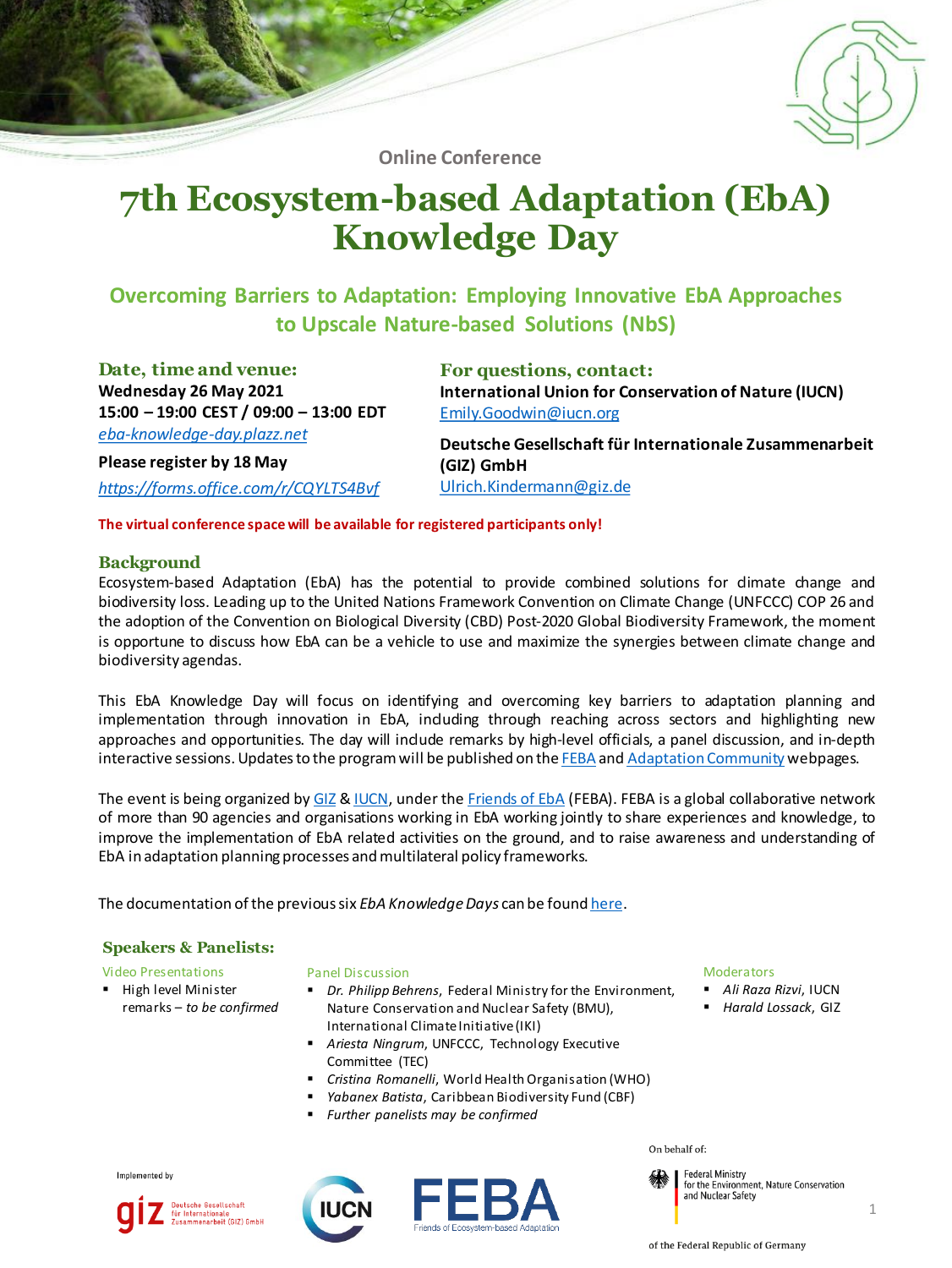Online Conference

# 7th Ecosystem-based Adaptation (EbA) Knowledge Day

## Overcoming Barriers to Adaptation: Employing Innovative EbA Approaches to Upscale Nature-based Solutions (NbS)

### Date, time and venue:

**Wednesday 26 May 2021**
**15:00 – 19:00 CEST / 09:00 – 13:00 EDT**
*eba-knowledge-day.plazz.net*

**Please register by 18 May**
*https://forms.office.com/r/CQYLTS4Bvf*

### For questions, contact:

**International Union for Conservation of Nature (IUCN)**
Emily.Goodwin@iucn.org

**Deutsche Gesellschaft für Internationale Zusammenarbeit (GIZ) GmbH**
Ulrich.Kindermann@giz.de

**The virtual conference space will be available for registered participants only!**

### Background

Ecosystem-based Adaptation (EbA) has the potential to provide combined solutions for climate change and biodiversity loss. Leading up to the United Nations Framework Convention on Climate Change (UNFCCC) COP 26 and the adoption of the Convention on Biological Diversity (CBD) Post-2020 Global Biodiversity Framework, the moment is opportune to discuss how EbA can be a vehicle to use and maximize the synergies between climate change and biodiversity agendas.

This EbA Knowledge Day will focus on identifying and overcoming key barriers to adaptation planning and implementation through innovation in EbA, including through reaching across sectors and highlighting new approaches and opportunities. The day will include remarks by high-level officials, a panel discussion, and in-depth interactive sessions. Updates to the program will be published on the FEBA and Adaptation Community webpages.

The event is being organized by GIZ & IUCN, under the Friends of EbA (FEBA). FEBA is a global collaborative network of more than 90 agencies and organisations working in EbA working jointly to share experiences and knowledge, to improve the implementation of EbA related activities on the ground, and to raise awareness and understanding of EbA in adaptation planning processes and multilateral policy frameworks.

The documentation of the previous six *EbA Knowledge Days* can be found here.

### Speakers & Panelists:

Video Presentations

- High level Minister remarks – *to be confirmed*

Panel Discussion

- *Dr. Philipp Behrens*, Federal Ministry for the Environment, Nature Conservation and Nuclear Safety (BMU), International Climate Initiative (IKI)
- *Ariesta Ningrum*, UNFCCC, Technology Executive Committee (TEC)
- *Cristina Romanelli*, World Health Organisation (WHO)
- *Yabanex Batista*, Caribbean Biodiversity Fund (CBF)
- *Further panelists may be confirmed*

Moderators

- *Ali Raza Rizvi*, IUCN
- *Harald Lossack*, GIZ

Implemented by

Deutsche Gesellschaft für Internationale Zusammenarbeit (GIZ) GmbH

IUCN

FEBA Friends of Ecosystem-based Adaptation

On behalf of:

Federal Ministry for the Environment, Nature Conservation and Nuclear Safety

of the Federal Republic of Germany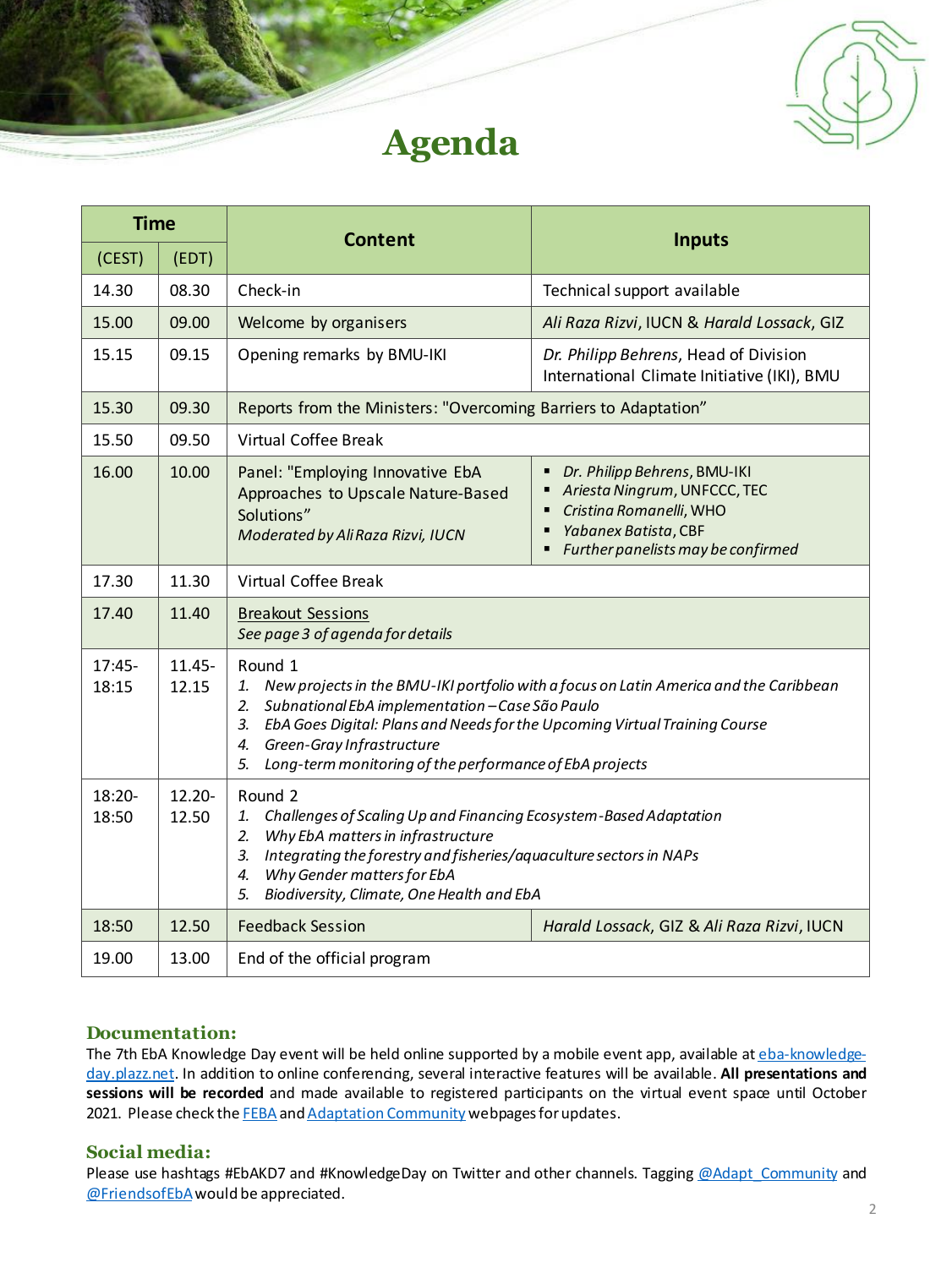# Agenda

| Time | | Content | Inputs |
|---|---|---|---|
| (CEST) | (EDT) | | |
| 14.30 | 08.30 | Check-in | Technical support available |
| 15.00 | 09.00 | Welcome by organisers | *Ali Raza Rizvi*, IUCN & *Harald Lossack*, GIZ |
| 15.15 | 09.15 | Opening remarks by BMU-IKI | *Dr. Philipp Behrens*, Head of Division International Climate Initiative (IKI), BMU |
| 15.30 | 09.30 | Reports from the Ministers: "Overcoming Barriers to Adaptation" | |
| 15.50 | 09.50 | Virtual Coffee Break | |
| 16.00 | 10.00 | Panel: "Employing Innovative EbA Approaches to Upscale Nature-Based Solutions" *Moderated by Ali Raza Rizvi, IUCN* | ▪ *Dr. Philipp Behrens*, BMU-IKI ▪ *Ariesta Ningrum*, UNFCCC, TEC ▪ *Cristina Romanelli*, WHO ▪ *Yabanex Batista*, CBF ▪ *Further panelists may be confirmed* |
| 17.30 | 11.30 | Virtual Coffee Break | |
| 17.40 | 11.40 | Breakout Sessions *See page 3 of agenda for details* | |
| 17:45-18:15 | 11.45-12.15 | Round 1 1. *New projects in the BMU-IKI portfolio with a focus on Latin America and the Caribbean* 2. *Subnational EbA implementation – Case São Paulo* 3. *EbA Goes Digital: Plans and Needs for the Upcoming Virtual Training Course* 4. *Green-Gray Infrastructure* 5. *Long-term monitoring of the performance of EbA projects* | |
| 18:20-18:50 | 12.20-12.50 | Round 2 1. *Challenges of Scaling Up and Financing Ecosystem-Based Adaptation* 2. *Why EbA matters in infrastructure* 3. *Integrating the forestry and fisheries/aquaculture sectors in NAPs* 4. *Why Gender matters for EbA* 5. *Biodiversity, Climate, One Health and EbA* | |
| 18:50 | 12.50 | Feedback Session | *Harald Lossack*, GIZ & *Ali Raza Rizvi*, IUCN |
| 19.00 | 13.00 | End of the official program | |

## Documentation:

The 7th EbA Knowledge Day event will be held online supported by a mobile event app, available at eba-knowledge-day.plazz.net. In addition to online conferencing, several interactive features will be available. **All presentations and sessions will be recorded** and made available to registered participants on the virtual event space until October 2021. Please check the FEBA and Adaptation Community webpages for updates.

## Social media:

Please use hashtags #EbAKD7 and #KnowledgeDay on Twitter and other channels. Tagging @Adapt_Community and @FriendsofEbA would be appreciated.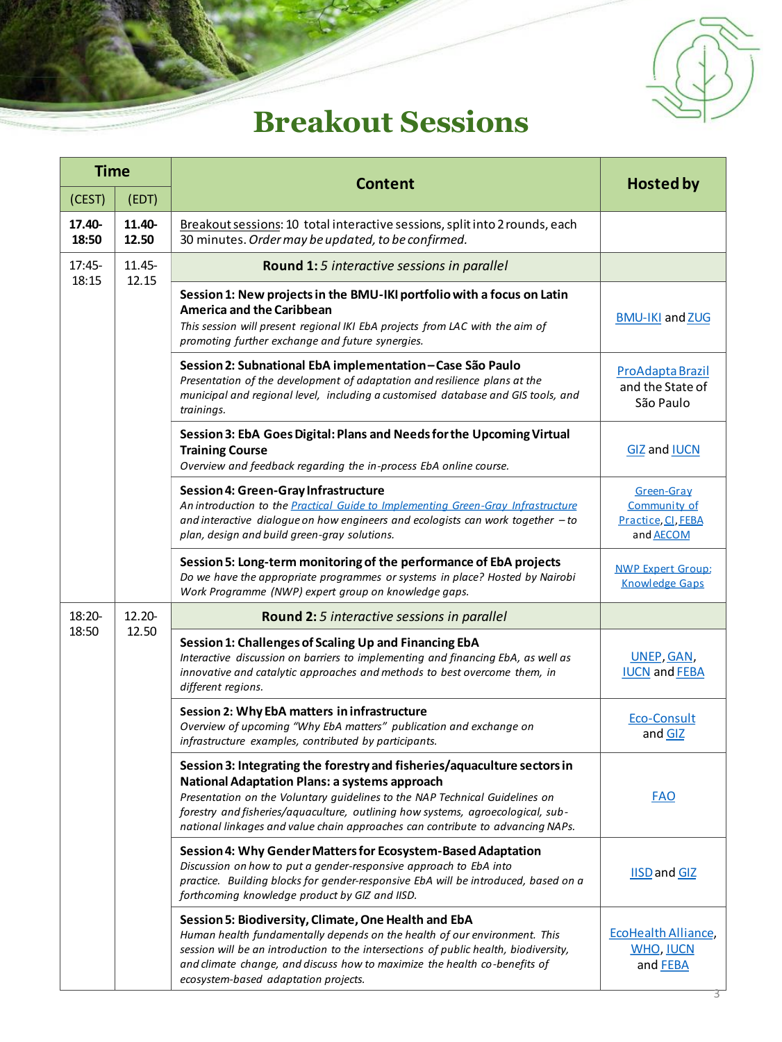# Breakout Sessions

| Time | | Content | Hosted by |
|---|---|---|---|
| (CEST) | (EDT) | | |
| **17.40-18:50** | **11.40-12.50** | Breakout sessions: 10 total interactive sessions, split into 2 rounds, each 30 minutes. *Order may be updated, to be confirmed.* | |
| 17:45-18:15 | 11.45-12.15 | **Round 1:** *5 interactive sessions in parallel* | |
| | | **Session 1: New projects in the BMU-IKI portfolio with a focus on Latin America and the Caribbean** *This session will present regional IKI EbA projects from LAC with the aim of promoting further exchange and future synergies.* | BMU-IKI and ZUG |
| | | **Session 2: Subnational EbA implementation – Case São Paulo** *Presentation of the development of adaptation and resilience plans at the municipal and regional level, including a customised database and GIS tools, and trainings.* | ProAdapta Brazil and the State of São Paulo |
| | | **Session 3: EbA Goes Digital: Plans and Needs for the Upcoming Virtual Training Course** *Overview and feedback regarding the in-process EbA online course.* | GIZ and IUCN |
| | | **Session 4: Green-Gray Infrastructure** *An introduction to the Practical Guide to Implementing Green-Gray Infrastructure and interactive dialogue on how engineers and ecologists can work together – to plan, design and build green-gray solutions.* | Green-Gray Community of Practice, CI, FEBA and AECOM |
| | | **Session 5: Long-term monitoring of the performance of EbA projects** *Do we have the appropriate programmes or systems in place? Hosted by Nairobi Work Programme (NWP) expert group on knowledge gaps.* | NWP Expert Group: Knowledge Gaps |
| 18:20-18:50 | 12.20-12.50 | **Round 2:** *5 interactive sessions in parallel* | |
| | | **Session 1: Challenges of Scaling Up and Financing EbA** *Interactive discussion on barriers to implementing and financing EbA, as well as innovative and catalytic approaches and methods to best overcome them, in different regions.* | UNEP, GAN, IUCN and FEBA |
| | | **Session 2: Why EbA matters in infrastructure** *Overview of upcoming "Why EbA matters" publication and exchange on infrastructure examples, contributed by participants.* | Eco-Consult and GIZ |
| | | **Session 3: Integrating the forestry and fisheries/aquaculture sectors in National Adaptation Plans: a systems approach** *Presentation on the Voluntary guidelines to the NAP Technical Guidelines on forestry and fisheries/aquaculture, outlining how systems, agroecological, sub-national linkages and value chain approaches can contribute to advancing NAPs.* | FAO |
| | | **Session 4: Why Gender Matters for Ecosystem-Based Adaptation** *Discussion on how to put a gender-responsive approach to EbA into practice. Building blocks for gender-responsive EbA will be introduced, based on a forthcoming knowledge product by GIZ and IISD.* | IISD and GIZ |
| | | **Session 5: Biodiversity, Climate, One Health and EbA** *Human health fundamentally depends on the health of our environment. This session will be an introduction to the intersections of public health, biodiversity, and climate change, and discuss how to maximize the health co-benefits of ecosystem-based adaptation projects.* | EcoHealth Alliance, WHO, IUCN and FEBA |